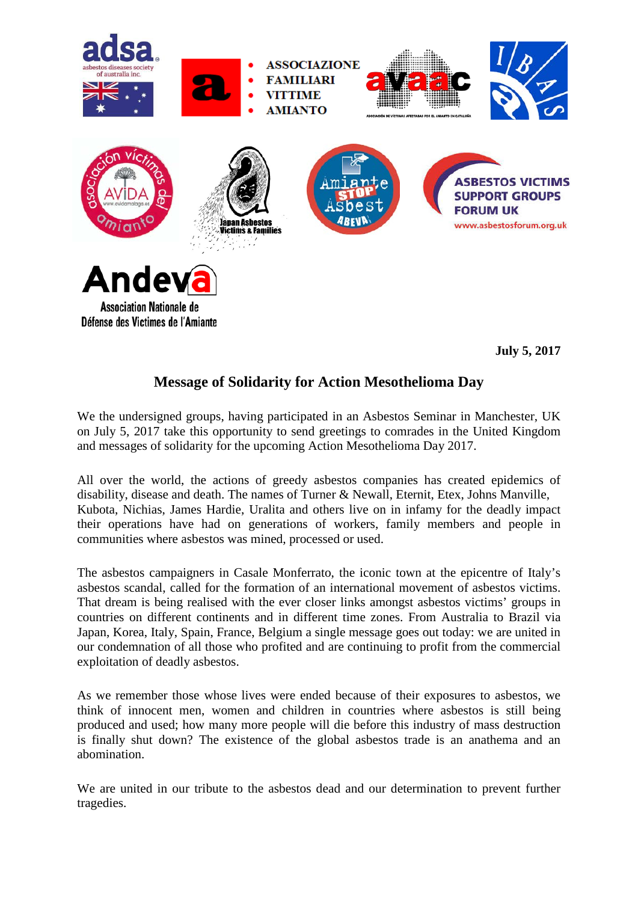adsa
asbestos diseases society of australia inc.

ASSOCIAZIONE
FAMILIARI
VITTIME
AMIANTO

avaac
ASSOCIACIÓ DE VÍCTIMES AFECTADES PER L'AMIANT A CATALUNYA

IBAS

asociación víctimas del amianto
AVIDA
www.avidamalaga.es

Japan Asbestos Victims & Families

Amiante STOP Asbest
ABEVA

ASBESTOS VICTIMS SUPPORT GROUPS FORUM UK
www.asbestosforum.org.uk

Andeva
Association Nationale de Défense des Victimes de l'Amiante

**July 5, 2017**

## Message of Solidarity for Action Mesothelioma Day

We the undersigned groups, having participated in an Asbestos Seminar in Manchester, UK on July 5, 2017 take this opportunity to send greetings to comrades in the United Kingdom and messages of solidarity for the upcoming Action Mesothelioma Day 2017.

All over the world, the actions of greedy asbestos companies has created epidemics of disability, disease and death. The names of Turner & Newall, Eternit, Etex, Johns Manville, Kubota, Nichias, James Hardie, Uralita and others live on in infamy for the deadly impact their operations have had on generations of workers, family members and people in communities where asbestos was mined, processed or used.

The asbestos campaigners in Casale Monferrato, the iconic town at the epicentre of Italy's asbestos scandal, called for the formation of an international movement of asbestos victims. That dream is being realised with the ever closer links amongst asbestos victims' groups in countries on different continents and in different time zones. From Australia to Brazil via Japan, Korea, Italy, Spain, France, Belgium a single message goes out today: we are united in our condemnation of all those who profited and are continuing to profit from the commercial exploitation of deadly asbestos.

As we remember those whose lives were ended because of their exposures to asbestos, we think of innocent men, women and children in countries where asbestos is still being produced and used; how many more people will die before this industry of mass destruction is finally shut down? The existence of the global asbestos trade is an anathema and an abomination.

We are united in our tribute to the asbestos dead and our determination to prevent further tragedies.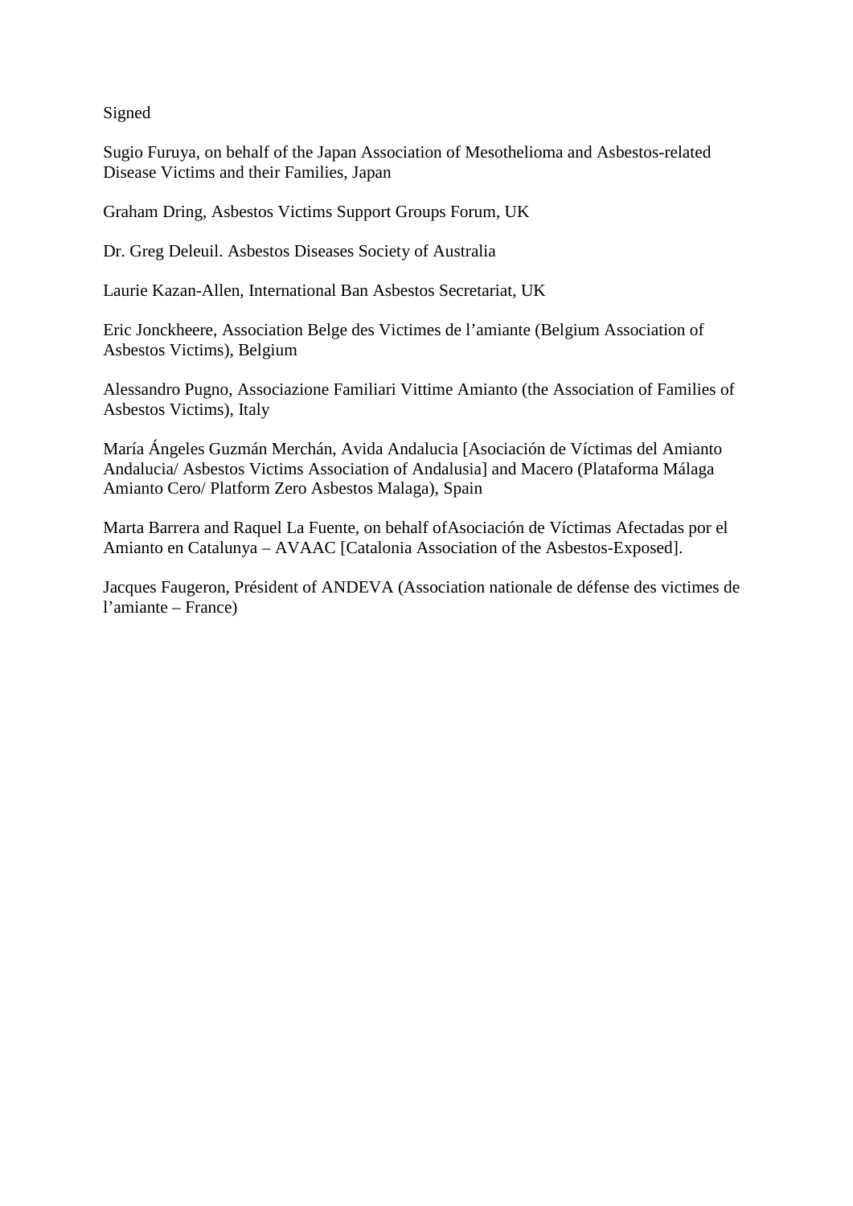Signed

Sugio Furuya, on behalf of the Japan Association of Mesothelioma and Asbestos-related Disease Victims and their Families, Japan

Graham Dring, Asbestos Victims Support Groups Forum, UK

Dr. Greg Deleuil. Asbestos Diseases Society of Australia

Laurie Kazan-Allen, International Ban Asbestos Secretariat, UK

Eric Jonckheere, Association Belge des Victimes de l'amiante (Belgium Association of Asbestos Victims), Belgium

Alessandro Pugno, Associazione Familiari Vittime Amianto (the Association of Families of Asbestos Victims), Italy

María Ángeles Guzmán Merchán, Avida Andalucia [Asociación de Víctimas del Amianto Andalucia/ Asbestos Victims Association of Andalusia] and Macero (Plataforma Málaga Amianto Cero/ Platform Zero Asbestos Malaga), Spain

Marta Barrera and Raquel La Fuente, on behalf ofAsociación de Víctimas Afectadas por el Amianto en Catalunya – AVAAC [Catalonia Association of the Asbestos-Exposed].

Jacques Faugeron, Président of ANDEVA (Association nationale de défense des victimes de l'amiante – France)